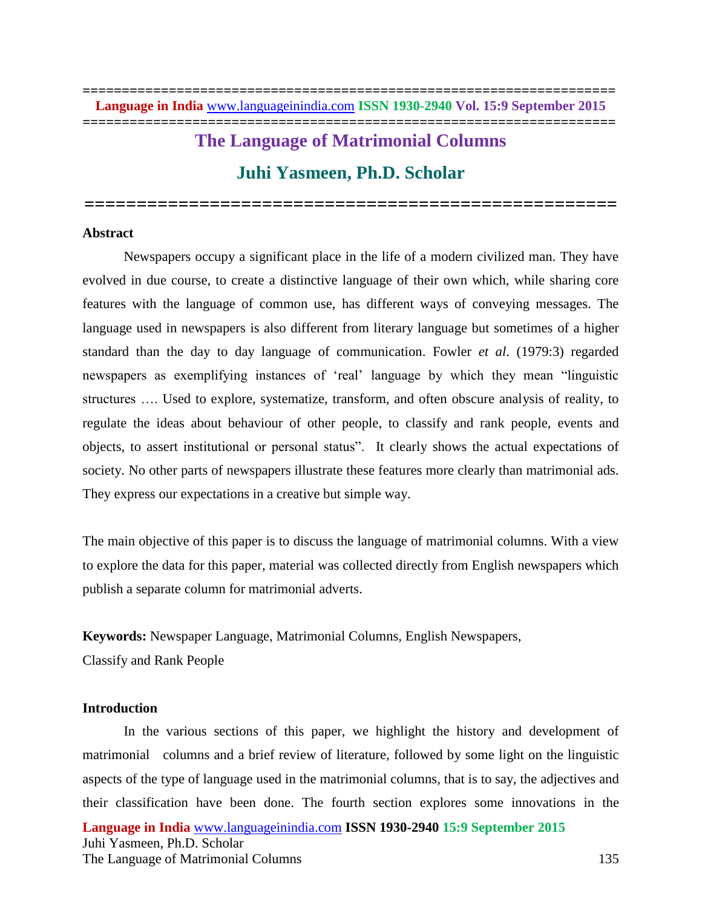# The Language of Matrimonial Columns

## Juhi Yasmeen, Ph.D. Scholar

### Abstract

Newspapers occupy a significant place in the life of a modern civilized man. They have evolved in due course, to create a distinctive language of their own which, while sharing core features with the language of common use, has different ways of conveying messages. The language used in newspapers is also different from literary language but sometimes of a higher standard than the day to day language of communication. Fowler *et al*. (1979:3) regarded newspapers as exemplifying instances of 'real' language by which they mean "linguistic structures …. Used to explore, systematize, transform, and often obscure analysis of reality, to regulate the ideas about behaviour of other people, to classify and rank people, events and objects, to assert institutional or personal status". It clearly shows the actual expectations of society. No other parts of newspapers illustrate these features more clearly than matrimonial ads. They express our expectations in a creative but simple way.

The main objective of this paper is to discuss the language of matrimonial columns. With a view to explore the data for this paper, material was collected directly from English newspapers which publish a separate column for matrimonial adverts.

**Keywords:** Newspaper Language, Matrimonial Columns, English Newspapers, Classify and Rank People

### Introduction

In the various sections of this paper, we highlight the history and development of matrimonial columns and a brief review of literature, followed by some light on the linguistic aspects of the type of language used in the matrimonial columns, that is to say, the adjectives and their classification have been done. The fourth section explores some innovations in the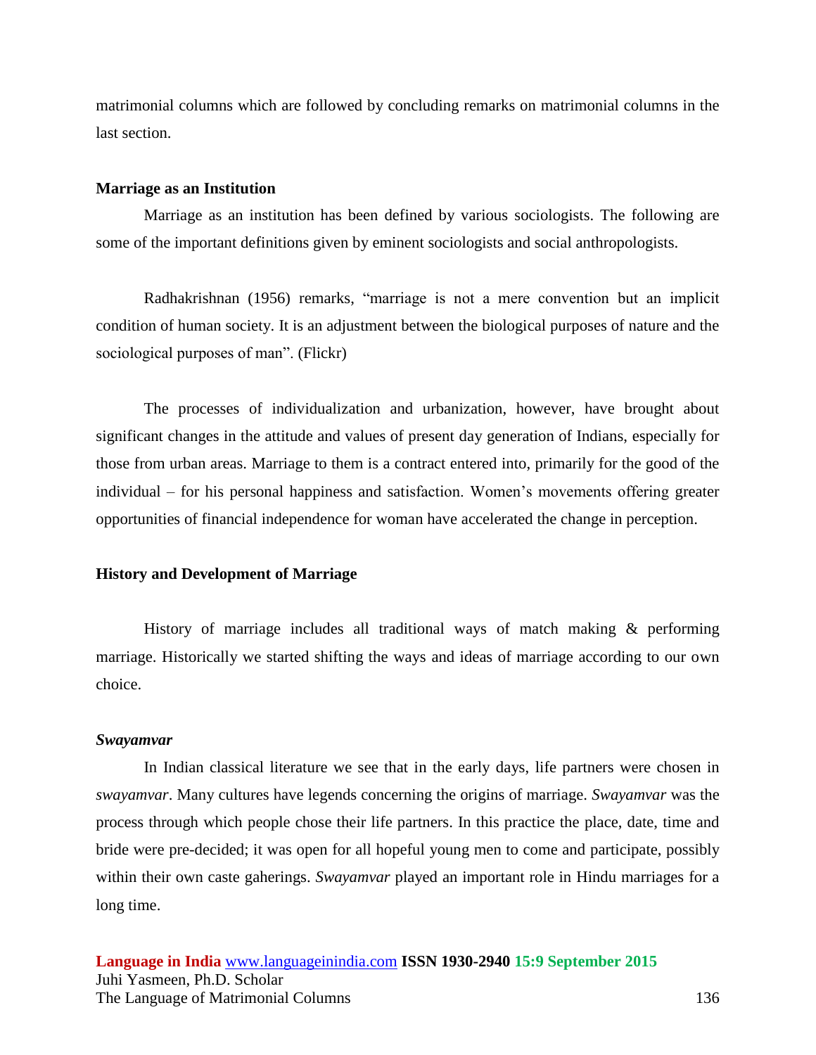matrimonial columns which are followed by concluding remarks on matrimonial columns in the last section.

## Marriage as an Institution

Marriage as an institution has been defined by various sociologists. The following are some of the important definitions given by eminent sociologists and social anthropologists.

Radhakrishnan (1956) remarks, "marriage is not a mere convention but an implicit condition of human society. It is an adjustment between the biological purposes of nature and the sociological purposes of man". (Flickr)

The processes of individualization and urbanization, however, have brought about significant changes in the attitude and values of present day generation of Indians, especially for those from urban areas. Marriage to them is a contract entered into, primarily for the good of the individual – for his personal happiness and satisfaction. Women's movements offering greater opportunities of financial independence for woman have accelerated the change in perception.

## History and Development of Marriage

History of marriage includes all traditional ways of match making & performing marriage. Historically we started shifting the ways and ideas of marriage according to our own choice.

### *Swayamvar*

In Indian classical literature we see that in the early days, life partners were chosen in *swayamvar*. Many cultures have legends concerning the origins of marriage. *Swayamvar* was the process through which people chose their life partners. In this practice the place, date, time and bride were pre-decided; it was open for all hopeful young men to come and participate, possibly within their own caste gaherings. *Swayamvar* played an important role in Hindu marriages for a long time.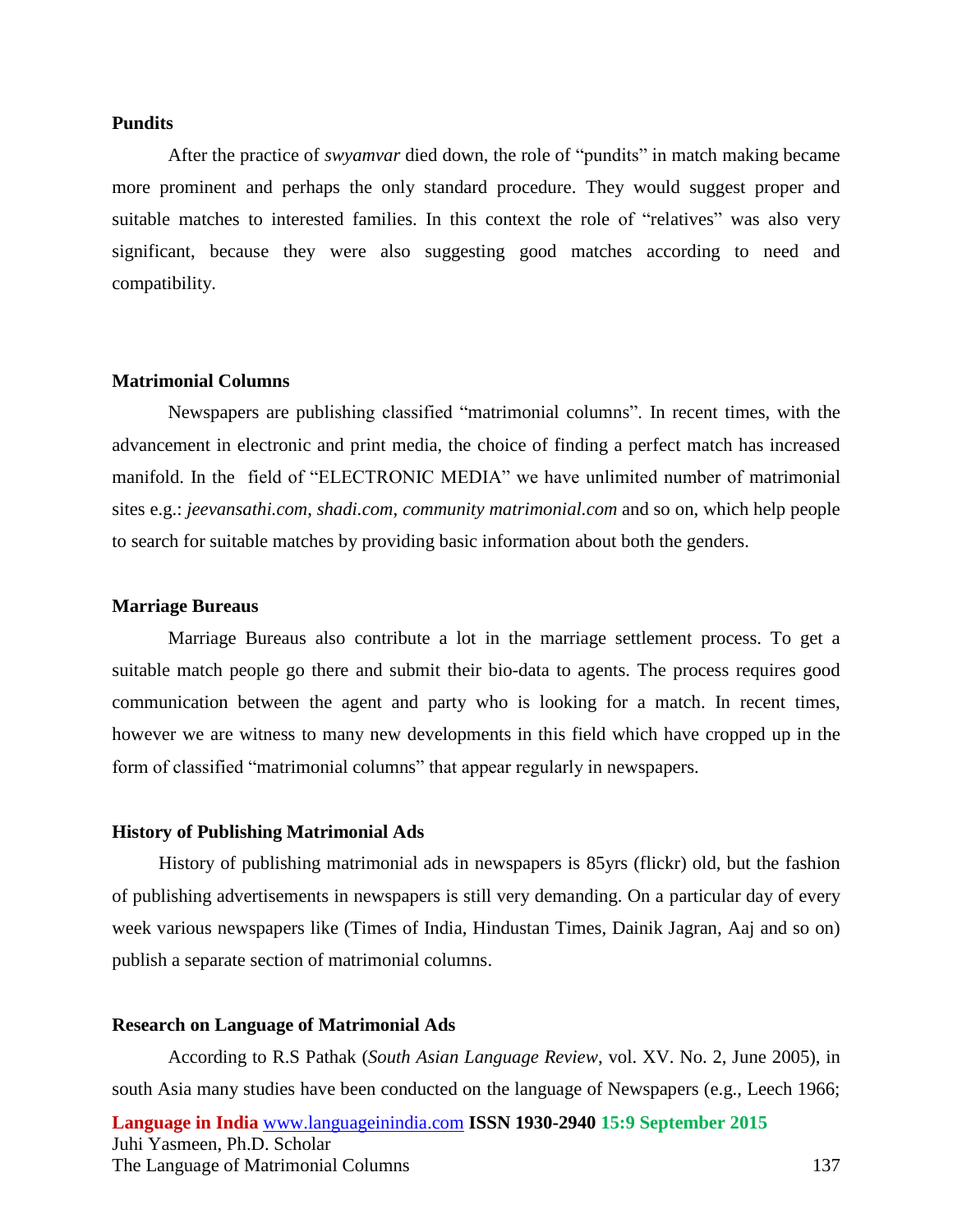### Pundits

After the practice of *swyamvar* died down, the role of "pundits" in match making became more prominent and perhaps the only standard procedure. They would suggest proper and suitable matches to interested families. In this context the role of "relatives" was also very significant, because they were also suggesting good matches according to need and compatibility.

### Matrimonial Columns

Newspapers are publishing classified "matrimonial columns". In recent times, with the advancement in electronic and print media, the choice of finding a perfect match has increased manifold. In the field of "ELECTRONIC MEDIA" we have unlimited number of matrimonial sites e.g.: *jeevansathi.com*, *shadi.com*, *community matrimonial.com* and so on, which help people to search for suitable matches by providing basic information about both the genders.

### Marriage Bureaus

Marriage Bureaus also contribute a lot in the marriage settlement process. To get a suitable match people go there and submit their bio-data to agents. The process requires good communication between the agent and party who is looking for a match. In recent times, however we are witness to many new developments in this field which have cropped up in the form of classified "matrimonial columns" that appear regularly in newspapers.

### History of Publishing Matrimonial Ads

History of publishing matrimonial ads in newspapers is 85yrs (flickr) old, but the fashion of publishing advertisements in newspapers is still very demanding. On a particular day of every week various newspapers like (Times of India, Hindustan Times, Dainik Jagran, Aaj and so on) publish a separate section of matrimonial columns.

### Research on Language of Matrimonial Ads

According to R.S Pathak (*South Asian Language Review*, vol. XV. No. 2, June 2005), in south Asia many studies have been conducted on the language of Newspapers (e.g., Leech 1966;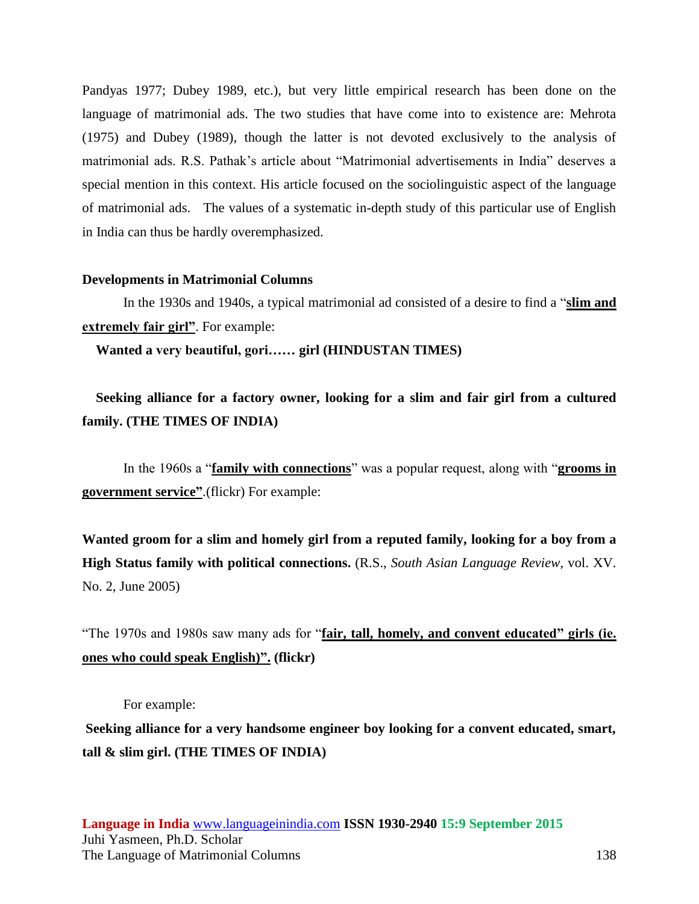Pandyas 1977; Dubey 1989, etc.), but very little empirical research has been done on the language of matrimonial ads. The two studies that have come into to existence are: Mehrota (1975) and Dubey (1989), though the latter is not devoted exclusively to the analysis of matrimonial ads. R.S. Pathak's article about "Matrimonial advertisements in India" deserves a special mention in this context. His article focused on the sociolinguistic aspect of the language of matrimonial ads. The values of a systematic in-depth study of this particular use of English in India can thus be hardly overemphasized.

**Developments in Matrimonial Columns**

In the 1930s and 1940s, a typical matrimonial ad consisted of a desire to find a "**slim and extremely fair girl"**. For example:

**Wanted a very beautiful, gori…… girl (HINDUSTAN TIMES)**

**Seeking alliance for a factory owner, looking for a slim and fair girl from a cultured family. (THE TIMES OF INDIA)**

In the 1960s a "**family with connections**" was a popular request, along with "**grooms in government service"**.(flickr) For example:

**Wanted groom for a slim and homely girl from a reputed family, looking for a boy from a High Status family with political connections.** (R.S., *South Asian Language Review*, vol. XV. No. 2, June 2005)

"The 1970s and 1980s saw many ads for "**fair, tall, homely, and convent educated" girls (ie. ones who could speak English)". (flickr)**

For example:

**Seeking alliance for a very handsome engineer boy looking for a convent educated, smart, tall & slim girl. (THE TIMES OF INDIA)**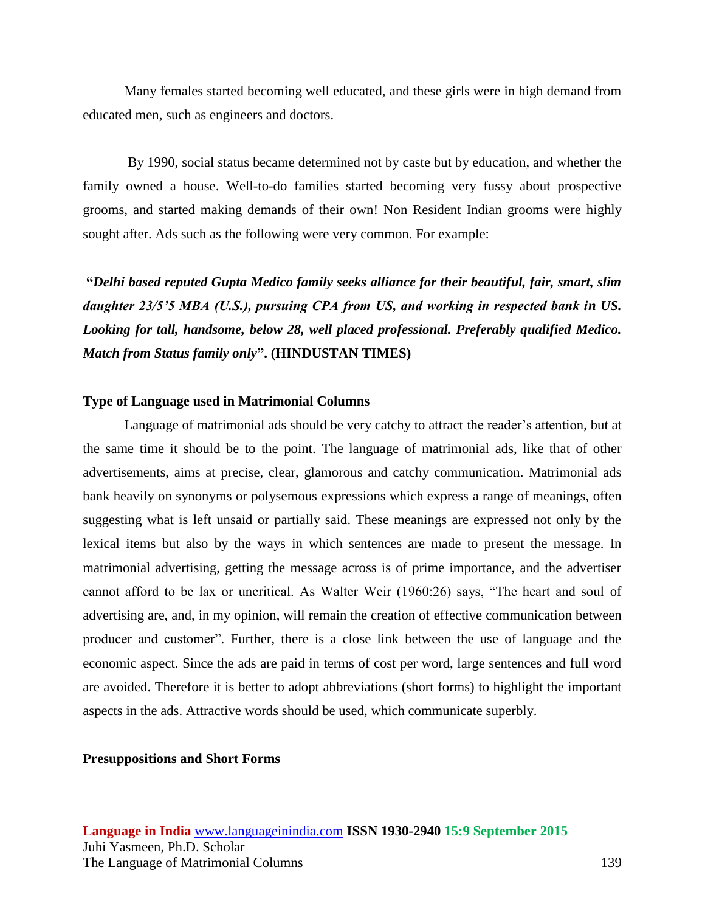Many females started becoming well educated, and these girls were in high demand from educated men, such as engineers and doctors.

By 1990, social status became determined not by caste but by education, and whether the family owned a house. Well-to-do families started becoming very fussy about prospective grooms, and started making demands of their own! Non Resident Indian grooms were highly sought after. Ads such as the following were very common. For example:

**"*Delhi based reputed Gupta Medico family seeks alliance for their beautiful, fair, smart, slim daughter 23/5'5 MBA (U.S.), pursuing CPA from US, and working in respected bank in US. Looking for tall, handsome, below 28, well placed professional. Preferably qualified Medico. Match from Status family only*". (HINDUSTAN TIMES)**

## Type of Language used in Matrimonial Columns

Language of matrimonial ads should be very catchy to attract the reader's attention, but at the same time it should be to the point. The language of matrimonial ads, like that of other advertisements, aims at precise, clear, glamorous and catchy communication. Matrimonial ads bank heavily on synonyms or polysemous expressions which express a range of meanings, often suggesting what is left unsaid or partially said. These meanings are expressed not only by the lexical items but also by the ways in which sentences are made to present the message. In matrimonial advertising, getting the message across is of prime importance, and the advertiser cannot afford to be lax or uncritical. As Walter Weir (1960:26) says, "The heart and soul of advertising are, and, in my opinion, will remain the creation of effective communication between producer and customer". Further, there is a close link between the use of language and the economic aspect. Since the ads are paid in terms of cost per word, large sentences and full word are avoided. Therefore it is better to adopt abbreviations (short forms) to highlight the important aspects in the ads. Attractive words should be used, which communicate superbly.

## Presuppositions and Short Forms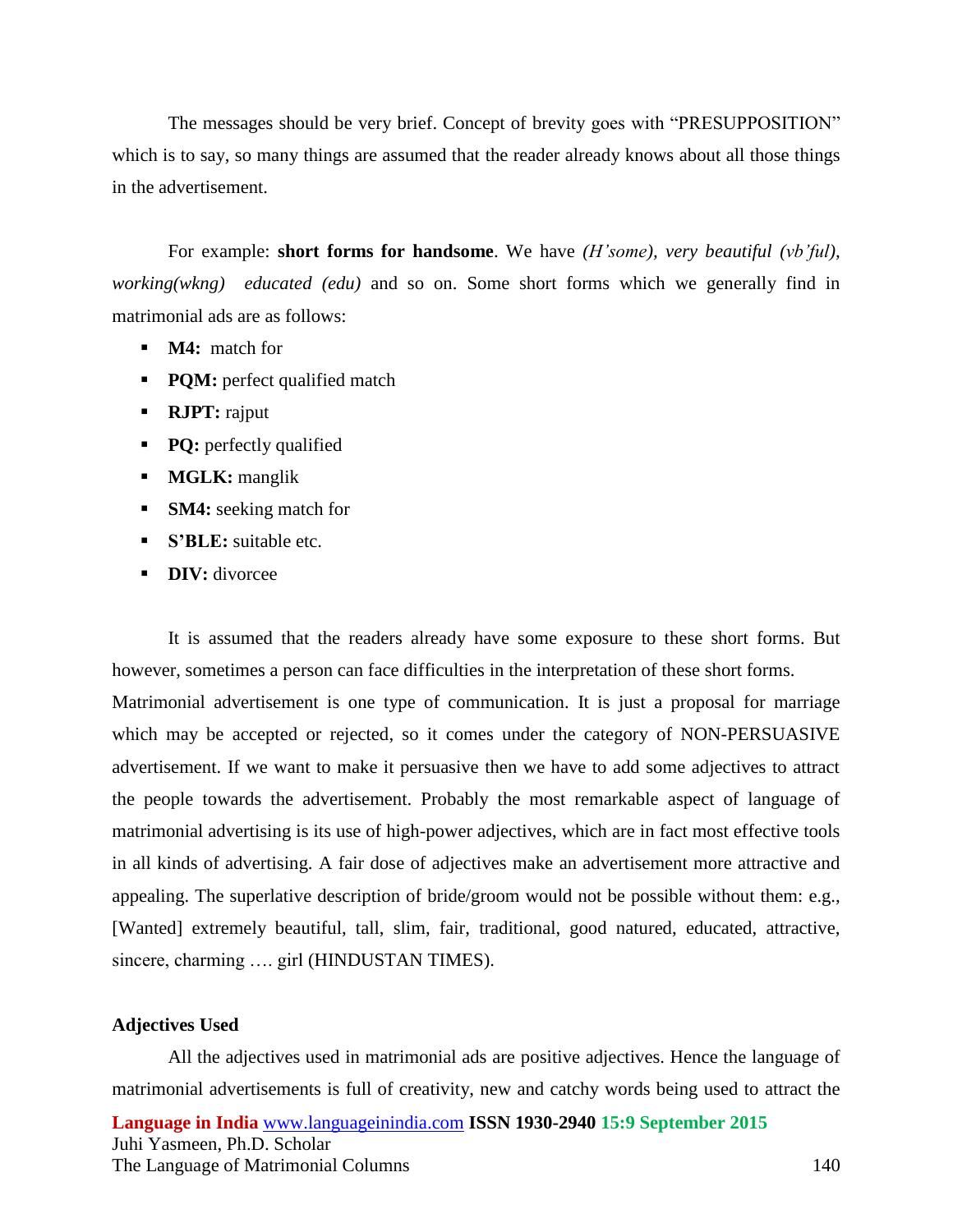The messages should be very brief. Concept of brevity goes with "PRESUPPOSITION" which is to say, so many things are assumed that the reader already knows about all those things in the advertisement.

For example: **short forms for handsome**. We have *(H'some), very beautiful (vb'ful), working(wkng) educated (edu)* and so on. Some short forms which we generally find in matrimonial ads are as follows:

- **M4:** match for
- **PQM:** perfect qualified match
- **RJPT:** rajput
- **PQ:** perfectly qualified
- **MGLK:** manglik
- **SM4:** seeking match for
- **S'BLE:** suitable etc.
- **DIV:** divorcee

It is assumed that the readers already have some exposure to these short forms. But however, sometimes a person can face difficulties in the interpretation of these short forms. Matrimonial advertisement is one type of communication. It is just a proposal for marriage which may be accepted or rejected, so it comes under the category of NON-PERSUASIVE advertisement. If we want to make it persuasive then we have to add some adjectives to attract the people towards the advertisement. Probably the most remarkable aspect of language of matrimonial advertising is its use of high-power adjectives, which are in fact most effective tools in all kinds of advertising. A fair dose of adjectives make an advertisement more attractive and appealing. The superlative description of bride/groom would not be possible without them: e.g., [Wanted] extremely beautiful, tall, slim, fair, traditional, good natured, educated, attractive, sincere, charming …. girl (HINDUSTAN TIMES).

**Adjectives Used**

All the adjectives used in matrimonial ads are positive adjectives. Hence the language of matrimonial advertisements is full of creativity, new and catchy words being used to attract the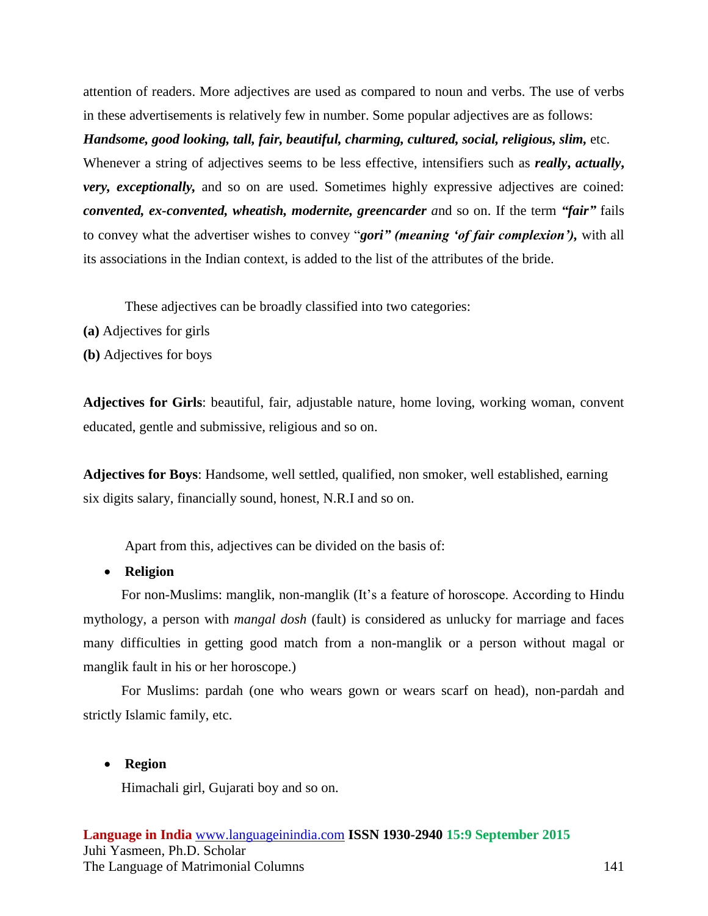attention of readers. More adjectives are used as compared to noun and verbs. The use of verbs in these advertisements is relatively few in number. Some popular adjectives are as follows: ***Handsome, good looking, tall, fair, beautiful, charming, cultured, social, religious, slim,*** etc. Whenever a string of adjectives seems to be less effective, intensifiers such as ***really, actually, very, exceptionally,*** and so on are used. Sometimes highly expressive adjectives are coined: ***convented, ex-convented, wheatish, modernite, greencarder*** *a*nd so on. If the term ***"fair"*** fails to convey what the advertiser wishes to convey "***gori" (meaning 'of fair complexion'),*** with all its associations in the Indian context, is added to the list of the attributes of the bride.

These adjectives can be broadly classified into two categories:

**(a)** Adjectives for girls

**(b)** Adjectives for boys

**Adjectives for Girls**: beautiful, fair, adjustable nature, home loving, working woman, convent educated, gentle and submissive, religious and so on.

**Adjectives for Boys**: Handsome, well settled, qualified, non smoker, well established, earning six digits salary, financially sound, honest, N.R.I and so on.

Apart from this, adjectives can be divided on the basis of:

- **Religion**

For non-Muslims: manglik, non-manglik (It's a feature of horoscope. According to Hindu mythology, a person with *mangal dosh* (fault) is considered as unlucky for marriage and faces many difficulties in getting good match from a non-manglik or a person without magal or manglik fault in his or her horoscope.)

For Muslims: pardah (one who wears gown or wears scarf on head), non-pardah and strictly Islamic family, etc.

- **Region**

Himachali girl, Gujarati boy and so on.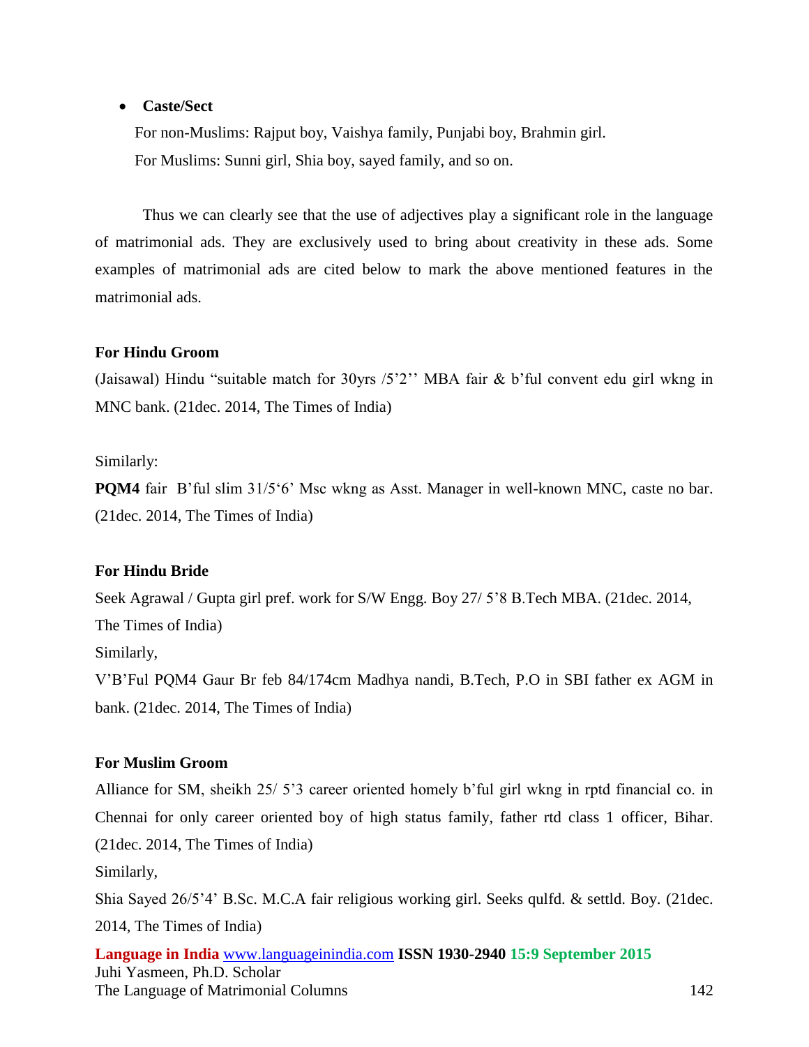- **Caste/Sect**

  For non-Muslims: Rajput boy, Vaishya family, Punjabi boy, Brahmin girl.

  For Muslims: Sunni girl, Shia boy, sayed family, and so on.

Thus we can clearly see that the use of adjectives play a significant role in the language of matrimonial ads. They are exclusively used to bring about creativity in these ads. Some examples of matrimonial ads are cited below to mark the above mentioned features in the matrimonial ads.

**For Hindu Groom**

(Jaisawal) Hindu "suitable match for 30yrs /5'2'' MBA fair & b'ful convent edu girl wkng in MNC bank. (21dec. 2014, The Times of India)

Similarly:

**PQM4** fair B'ful slim 31/5'6' Msc wkng as Asst. Manager in well-known MNC, caste no bar. (21dec. 2014, The Times of India)

**For Hindu Bride**

Seek Agrawal / Gupta girl pref. work for S/W Engg. Boy 27/ 5'8 B.Tech MBA. (21dec. 2014, The Times of India)

Similarly,

V'B'Ful PQM4 Gaur Br feb 84/174cm Madhya nandi, B.Tech, P.O in SBI father ex AGM in bank. (21dec. 2014, The Times of India)

**For Muslim Groom**

Alliance for SM, sheikh 25/ 5'3 career oriented homely b'ful girl wkng in rptd financial co. in Chennai for only career oriented boy of high status family, father rtd class 1 officer, Bihar. (21dec. 2014, The Times of India)

Similarly,

Shia Sayed 26/5'4' B.Sc. M.C.A fair religious working girl. Seeks qulfd. & settld. Boy. (21dec. 2014, The Times of India)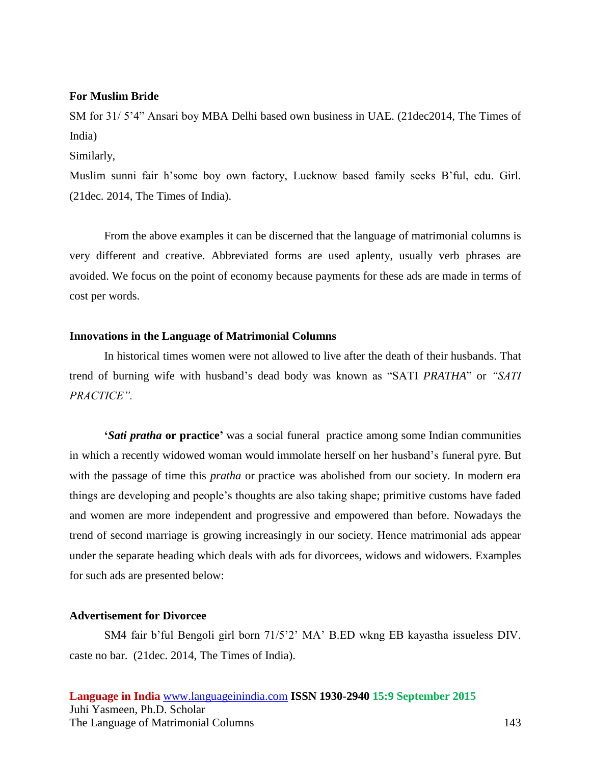**For Muslim Bride**

SM for 31/ 5'4" Ansari boy MBA Delhi based own business in UAE. (21dec2014, The Times of India)

Similarly,

Muslim sunni fair h'some boy own factory, Lucknow based family seeks B'ful, edu. Girl. (21dec. 2014, The Times of India).

From the above examples it can be discerned that the language of matrimonial columns is very different and creative. Abbreviated forms are used aplenty, usually verb phrases are avoided. We focus on the point of economy because payments for these ads are made in terms of cost per words.

**Innovations in the Language of Matrimonial Columns**

In historical times women were not allowed to live after the death of their husbands. That trend of burning wife with husband's dead body was known as "SATI *PRATHA*" or *"SATI PRACTICE".*

**'*Sati pratha* or practice'** was a social funeral practice among some Indian communities in which a recently widowed woman would immolate herself on her husband's funeral pyre. But with the passage of time this *pratha* or practice was abolished from our society. In modern era things are developing and people's thoughts are also taking shape; primitive customs have faded and women are more independent and progressive and empowered than before. Nowadays the trend of second marriage is growing increasingly in our society. Hence matrimonial ads appear under the separate heading which deals with ads for divorcees, widows and widowers. Examples for such ads are presented below:

**Advertisement for Divorcee**

SM4 fair b'ful Bengoli girl born 71/5'2' MA' B.ED wkng EB kayastha issueless DIV. caste no bar. (21dec. 2014, The Times of India).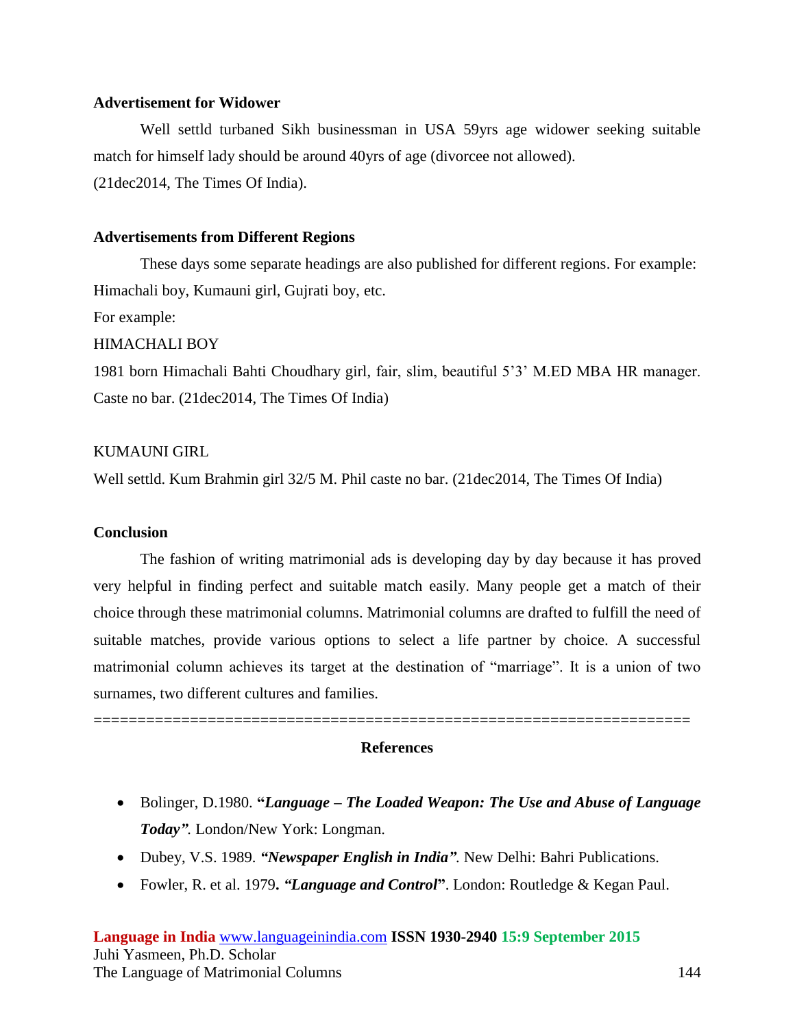### Advertisement for Widower

Well settld turbaned Sikh businessman in USA 59yrs age widower seeking suitable match for himself lady should be around 40yrs of age (divorcee not allowed).
(21dec2014, The Times Of India).

### Advertisements from Different Regions

These days some separate headings are also published for different regions. For example: Himachali boy, Kumauni girl, Gujrati boy, etc.

For example:

HIMACHALI BOY

1981 born Himachali Bahti Choudhary girl, fair, slim, beautiful 5'3' M.ED MBA HR manager. Caste no bar. (21dec2014, The Times Of India)

KUMAUNI GIRL

Well settld. Kum Brahmin girl 32/5 M. Phil caste no bar. (21dec2014, The Times Of India)

### Conclusion

The fashion of writing matrimonial ads is developing day by day because it has proved very helpful in finding perfect and suitable match easily. Many people get a match of their choice through these matrimonial columns. Matrimonial columns are drafted to fulfill the need of suitable matches, provide various options to select a life partner by choice. A successful matrimonial column achieves its target at the destination of "marriage". It is a union of two surnames, two different cultures and families.

====================================================================

### References

- Bolinger, D.1980. **"*Language – The Loaded Weapon: The Use and Abuse of Language Today*"**. London/New York: Longman.
- Dubey, V.S. 1989. ***"Newspaper English in India"***. New Delhi: Bahri Publications.
- Fowler, R. et al. 1979**. *"Language and Control*"**. London: Routledge & Kegan Paul.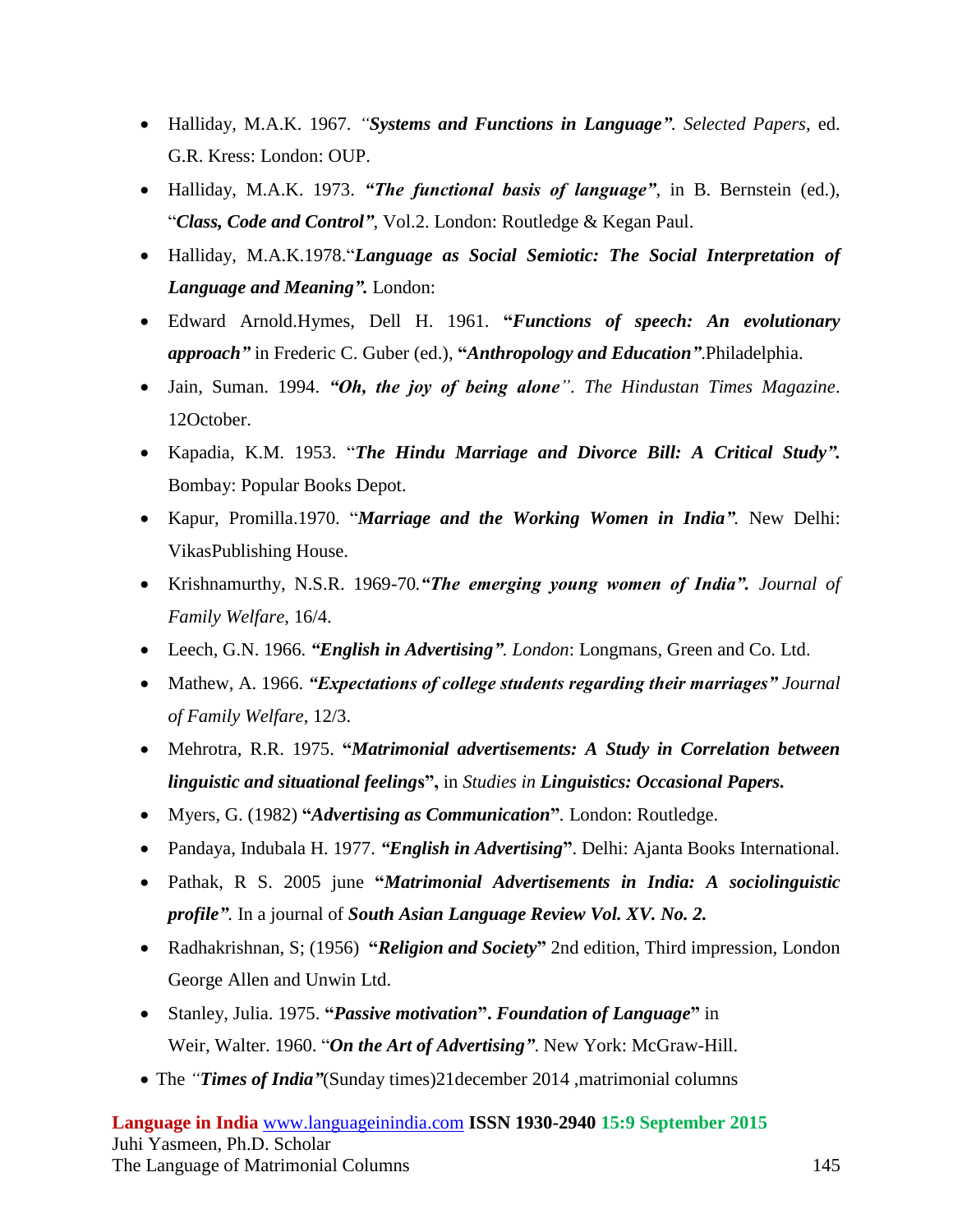- Halliday, M.A.K. 1967. *"**Systems and Functions in Language**". Selected Papers*, ed. G.R. Kress: London: OUP.
- Halliday, M.A.K. 1973. ***"The functional basis of language"***, in B. Bernstein (ed.), "***Class, Code and Control"***, Vol.2. London: Routledge & Kegan Paul.
- Halliday, M.A.K.1978."***Language as Social Semiotic: The Social Interpretation of Language and Meaning".*** London:
- Edward Arnold.Hymes, Dell H. 1961. **"*Functions of speech: An evolutionary approach"*** in Frederic C. Guber (ed.), **"*Anthropology and Education"***.Philadelphia.
- Jain, Suman. 1994. ***"Oh, the joy of being alone***". *The Hindustan Times Magazine*. 12October.
- Kapadia, K.M. 1953. "***The Hindu Marriage and Divorce Bill: A Critical Study".*** Bombay: Popular Books Depot.
- Kapur, Promilla.1970. "***Marriage and the Working Women in India"***. New Delhi: VikasPublishing House.
- Krishnamurthy, N.S.R. 1969-70.***"The emerging young women of India".*** *Journal of Family Welfare*, 16/4.
- Leech, G.N. 1966. ***"English in Advertising"***. *London*: Longmans, Green and Co. Ltd.
- Mathew, A. 1966. ***"Expectations of college students regarding their marriages"*** *Journal of Family Welfare*, 12/3.
- Mehrotra, R.R. 1975. **"*Matrimonial advertisements: A Study in Correlation between linguistic and situational feelings*",** in *Studies in* ***Linguistics: Occasional Papers.***
- Myers, G. (1982) **"*Advertising as Communication*"**. London: Routledge.
- Pandaya, Indubala H. 1977. ***"English in Advertising*"**. Delhi: Ajanta Books International.
- Pathak, R S. 2005 june **"*Matrimonial Advertisements in India: A sociolinguistic profile"***. In a journal of ***South Asian Language Review Vol. XV. No. 2.***
- Radhakrishnan, S; (1956) **"*Religion and Society*"** 2nd edition, Third impression, London George Allen and Unwin Ltd.
- Stanley, Julia. 1975. **"*Passive motivation*". *Foundation of Language*"** in Weir, Walter. 1960. "***On the Art of Advertising"***. New York: McGraw-Hill.
- The *"**Times of India"***(Sunday times)21december 2014 ,matrimonial columns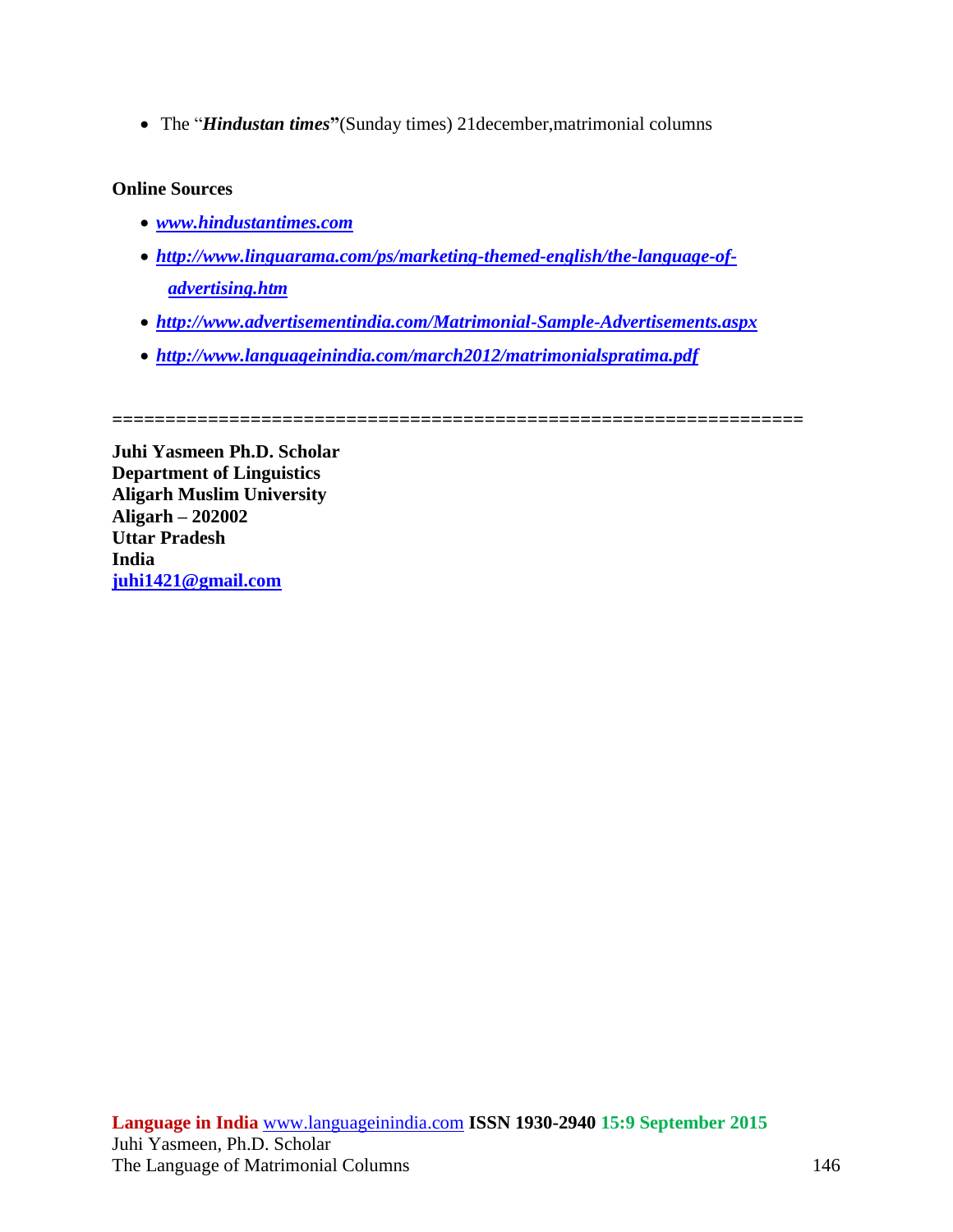- The "***Hindustan times***"(Sunday times) 21december,matrimonial columns

**Online Sources**

- ***www.hindustantimes.com***
- ***http://www.linguarama.com/ps/marketing-themed-english/the-language-of-advertising.htm***
- ***http://www.advertisementindia.com/Matrimonial-Sample-Advertisements.aspx***
- ***http://www.languageinindia.com/march2012/matrimonialspratima.pdf***

================================================================

**Juhi Yasmeen Ph.D. Scholar**
**Department of Linguistics**
**Aligarh Muslim University**
**Aligarh – 202002**
**Uttar Pradesh**
**India**
**juhi1421@gmail.com**